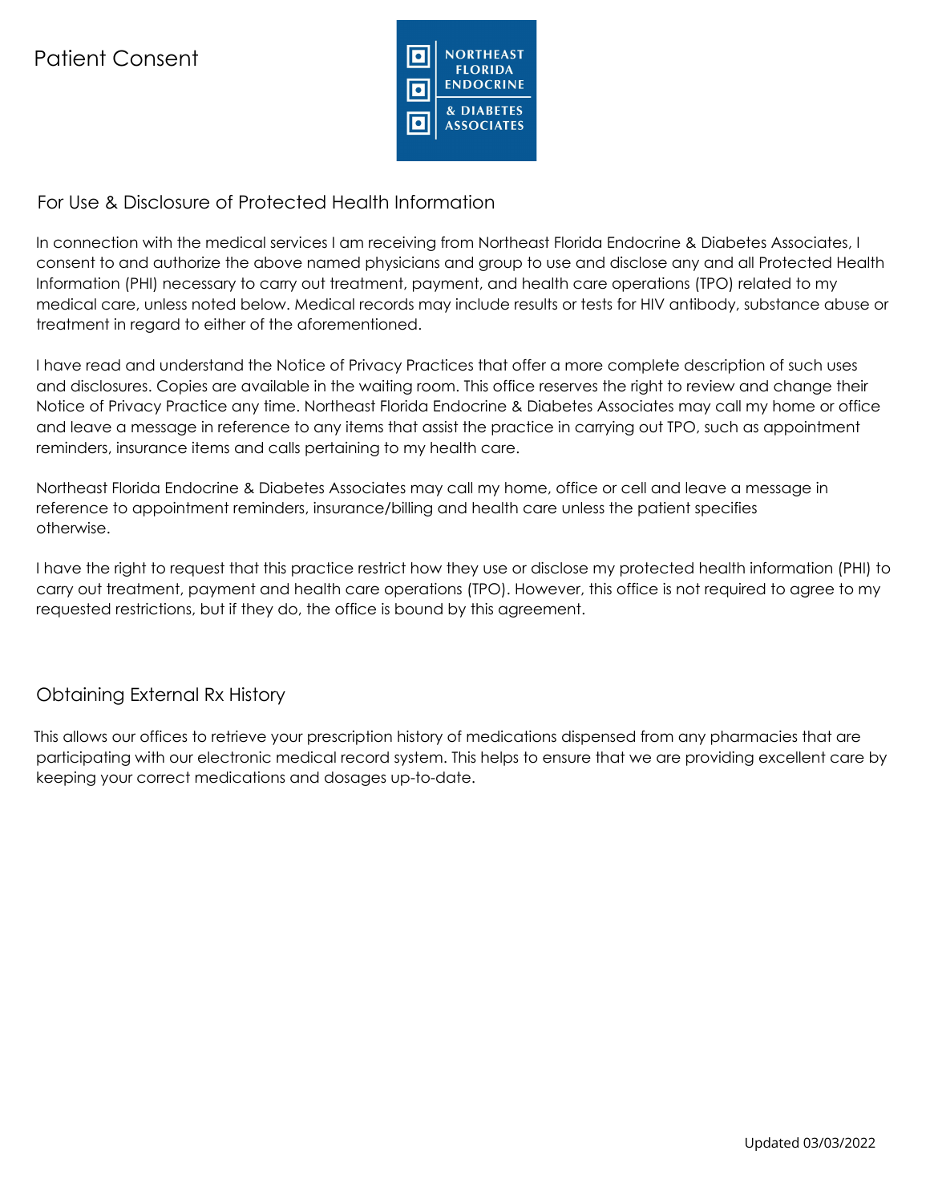# Patient Consent

NORTHEAST FLORIDA ENDOCRINE & DIABETES ASSOCIATES

## For Use & Disclosure of Protected Health Information

In connection with the medical services I am receiving from Northeast Florida Endocrine & Diabetes Associates, I consent to and authorize the above named physicians and group to use and disclose any and all Protected Health Information (PHI) necessary to carry out treatment, payment, and health care operations (TPO) related to my medical care, unless noted below. Medical records may include results or tests for HIV antibody, substance abuse or treatment in regard to either of the aforementioned.

I have read and understand the Notice of Privacy Practices that offer a more complete description of such uses and disclosures. Copies are available in the waiting room. This office reserves the right to review and change their Notice of Privacy Practice any time. Northeast Florida Endocrine & Diabetes Associates may call my home or office and leave a message in reference to any items that assist the practice in carrying out TPO, such as appointment reminders, insurance items and calls pertaining to my health care.

Northeast Florida Endocrine & Diabetes Associates may call my home, office or cell and leave a message in reference to appointment reminders, insurance/billing and health care unless the patient specifies otherwise.

I have the right to request that this practice restrict how they use or disclose my protected health information (PHI) to carry out treatment, payment and health care operations (TPO). However, this office is not required to agree to my requested restrictions, but if they do, the office is bound by this agreement.

## Obtaining External Rx History

This allows our offices to retrieve your prescription history of medications dispensed from any pharmacies that are participating with our electronic medical record system. This helps to ensure that we are providing excellent care by keeping your correct medications and dosages up-to-date.

Updated 03/03/2022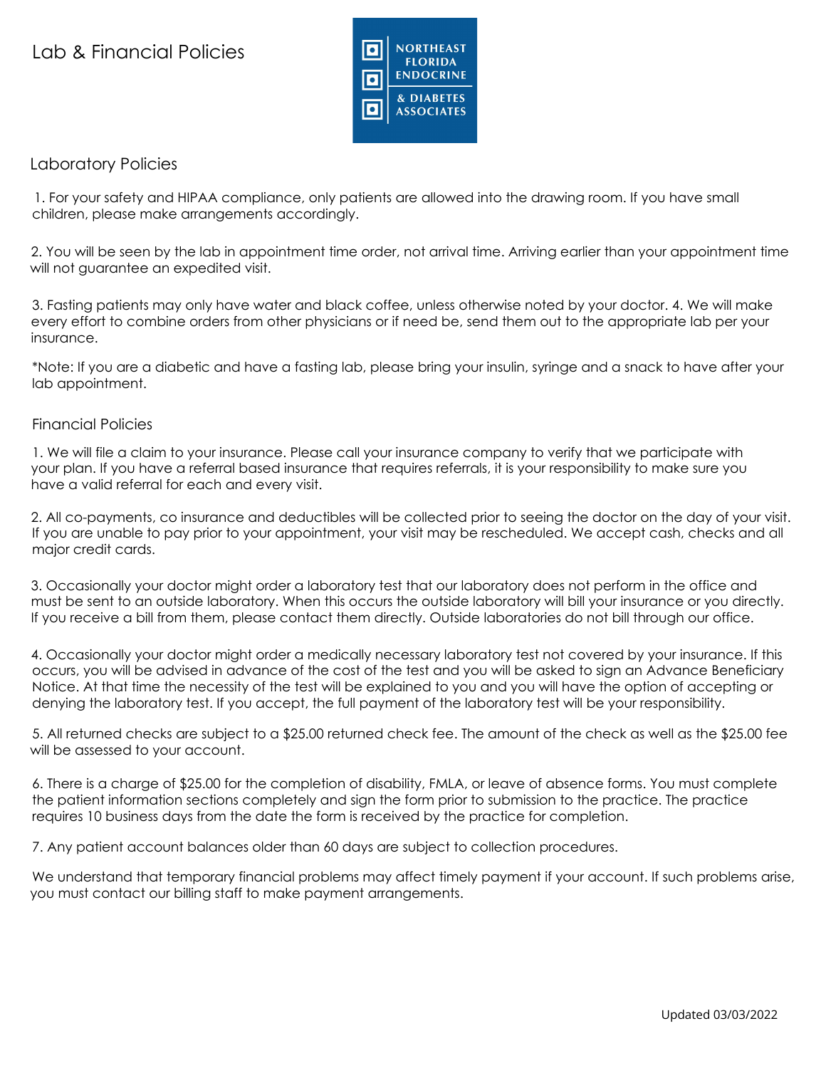# Lab & Financial Policies

NORTHEAST FLORIDA ENDOCRINE & DIABETES ASSOCIATES

## Laboratory Policies

1. For your safety and HIPAA compliance, only patients are allowed into the drawing room. If you have small children, please make arrangements accordingly.

2. You will be seen by the lab in appointment time order, not arrival time. Arriving earlier than your appointment time will not guarantee an expedited visit.

3. Fasting patients may only have water and black coffee, unless otherwise noted by your doctor. 4. We will make every effort to combine orders from other physicians or if need be, send them out to the appropriate lab per your insurance.

*Note: If you are a diabetic and have a fasting lab, please bring your insulin, syringe and a snack to have after your lab appointment.

## Financial Policies

1. We will file a claim to your insurance. Please call your insurance company to verify that we participate with your plan. If you have a referral based insurance that requires referrals, it is your responsibility to make sure you have a valid referral for each and every visit.

2. All co-payments, co insurance and deductibles will be collected prior to seeing the doctor on the day of your visit. If you are unable to pay prior to your appointment, your visit may be rescheduled. We accept cash, checks and all major credit cards.

3. Occasionally your doctor might order a laboratory test that our laboratory does not perform in the office and must be sent to an outside laboratory. When this occurs the outside laboratory will bill your insurance or you directly. If you receive a bill from them, please contact them directly. Outside laboratories do not bill through our office.

4. Occasionally your doctor might order a medically necessary laboratory test not covered by your insurance. If this occurs, you will be advised in advance of the cost of the test and you will be asked to sign an Advance Beneficiary Notice. At that time the necessity of the test will be explained to you and you will have the option of accepting or denying the laboratory test. If you accept, the full payment of the laboratory test will be your responsibility.

5. All returned checks are subject to a $25.00 returned check fee. The amount of the check as well as the $25.00 fee will be assessed to your account.

6. There is a charge of $25.00 for the completion of disability, FMLA, or leave of absence forms. You must complete the patient information sections completely and sign the form prior to submission to the practice. The practice requires 10 business days from the date the form is received by the practice for completion.

7. Any patient account balances older than 60 days are subject to collection procedures.

We understand that temporary financial problems may affect timely payment if your account. If such problems arise, you must contact our billing staff to make payment arrangements.

Updated 03/03/2022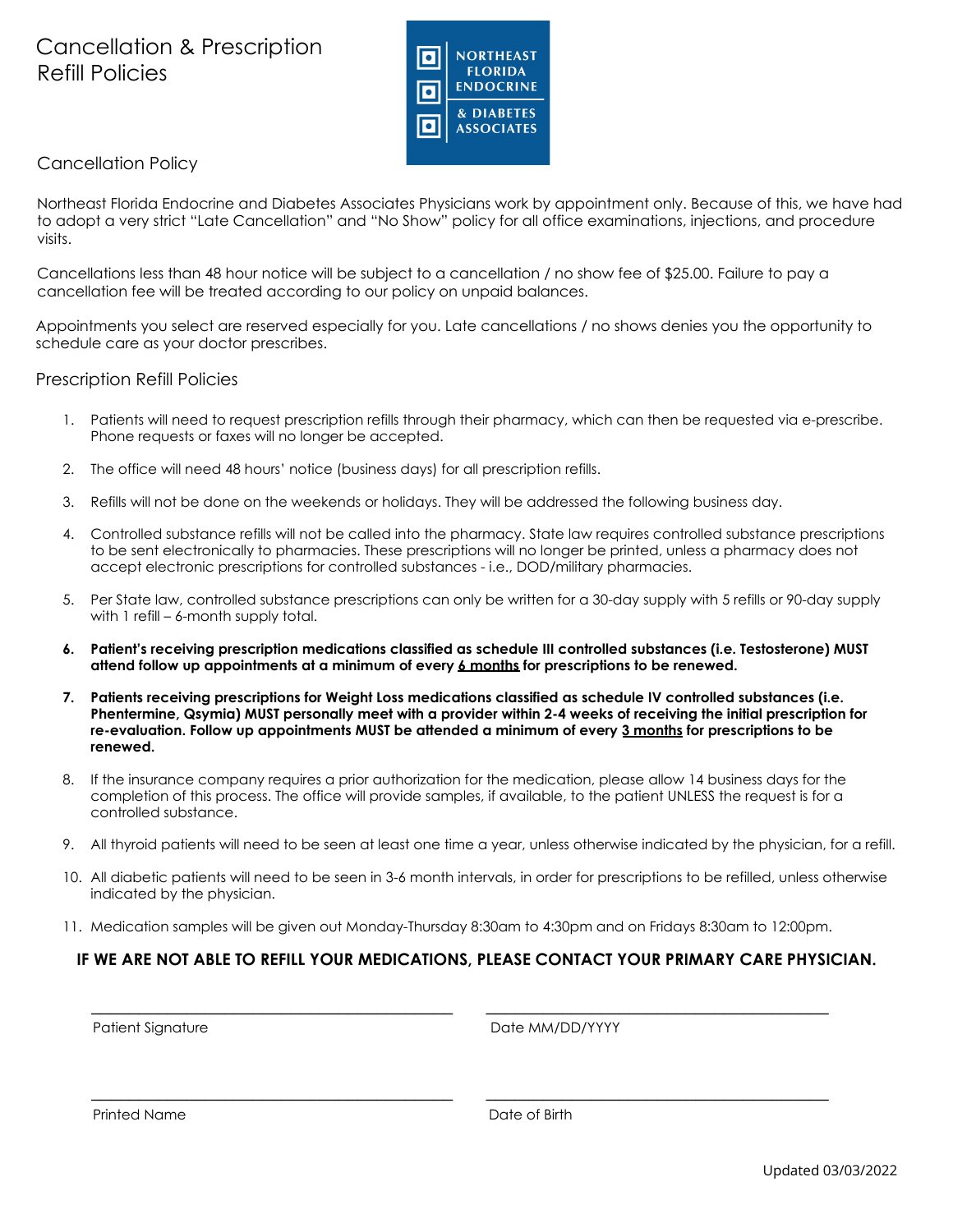# Cancellation & Prescription Refill Policies

NORTHEAST FLORIDA ENDOCRINE & DIABETES ASSOCIATES

## Cancellation Policy

Northeast Florida Endocrine and Diabetes Associates Physicians work by appointment only. Because of this, we have had to adopt a very strict "Late Cancellation" and "No Show" policy for all office examinations, injections, and procedure visits.

Cancellations less than 48 hour notice will be subject to a cancellation / no show fee of $25.00. Failure to pay a cancellation fee will be treated according to our policy on unpaid balances.

Appointments you select are reserved especially for you. Late cancellations / no shows denies you the opportunity to schedule care as your doctor prescribes.

## Prescription Refill Policies

1. Patients will need to request prescription refills through their pharmacy, which can then be requested via e-prescribe. Phone requests or faxes will no longer be accepted.
2. The office will need 48 hours' notice (business days) for all prescription refills.
3. Refills will not be done on the weekends or holidays. They will be addressed the following business day.
4. Controlled substance refills will not be called into the pharmacy. State law requires controlled substance prescriptions to be sent electronically to pharmacies. These prescriptions will no longer be printed, unless a pharmacy does not accept electronic prescriptions for controlled substances - i.e., DOD/military pharmacies.
5. Per State law, controlled substance prescriptions can only be written for a 30-day supply with 5 refills or 90-day supply with 1 refill – 6-month supply total.
6. **Patient's receiving prescription medications classified as schedule III controlled substances (i.e. Testosterone) MUST attend follow up appointments at a minimum of every <u>6 months</u> for prescriptions to be renewed.**
7. **Patients receiving prescriptions for Weight Loss medications classified as schedule IV controlled substances (i.e. Phentermine, Qsymia) MUST personally meet with a provider within 2-4 weeks of receiving the initial prescription for re-evaluation. Follow up appointments MUST be attended a minimum of every <u>3 months</u> for prescriptions to be renewed.**
8. If the insurance company requires a prior authorization for the medication, please allow 14 business days for the completion of this process. The office will provide samples, if available, to the patient UNLESS the request is for a controlled substance.
9. All thyroid patients will need to be seen at least one time a year, unless otherwise indicated by the physician, for a refill.
10. All diabetic patients will need to be seen in 3-6 month intervals, in order for prescriptions to be refilled, unless otherwise indicated by the physician.
11. Medication samples will be given out Monday-Thursday 8:30am to 4:30pm and on Fridays 8:30am to 12:00pm.

**IF WE ARE NOT ABLE TO REFILL YOUR MEDICATIONS, PLEASE CONTACT YOUR PRIMARY CARE PHYSICIAN.**

\_\_\_\_\_\_\_\_\_\_\_\_\_\_\_\_\_\_\_\_\_\_\_\_\_\_\_\_\_\_\_\_ \_\_\_\_\_\_\_\_\_\_\_\_\_\_\_\_\_\_\_\_\_\_\_\_\_\_\_\_\_\_\_\_

Patient Signature Date MM/DD/YYYY

\_\_\_\_\_\_\_\_\_\_\_\_\_\_\_\_\_\_\_\_\_\_\_\_\_\_\_\_\_\_\_\_ \_\_\_\_\_\_\_\_\_\_\_\_\_\_\_\_\_\_\_\_\_\_\_\_\_\_\_\_\_\_\_\_

Printed Name Date of Birth

Updated 03/03/2022